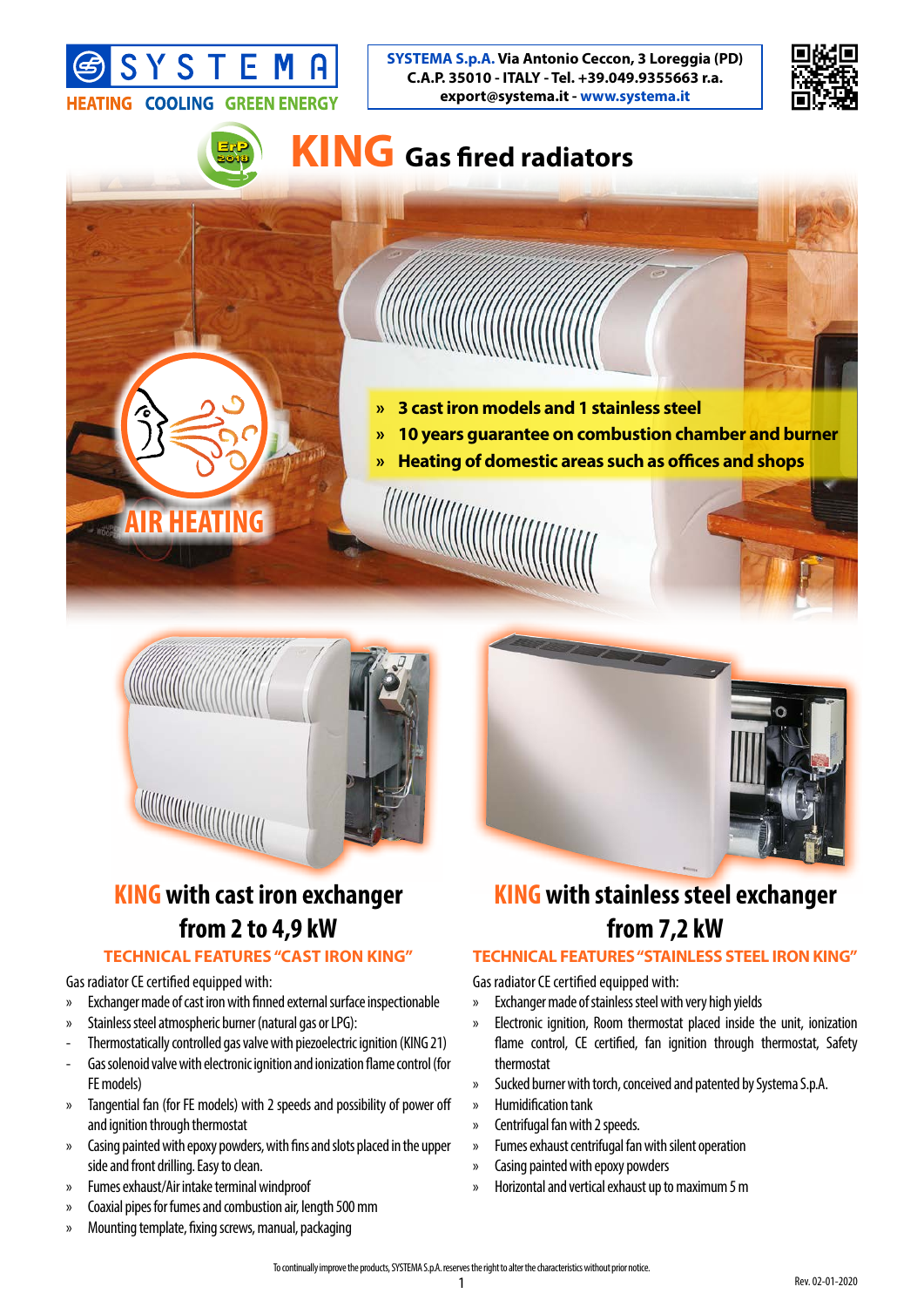SYSTEMA

HEATING COOLING GREEN ENERGY

**SYSTEMA S.p.A.** Via Antonio Ceccon, 3 Loreggia (PD)
C.A.P. 35010 - ITALY - Tel. +39.049.9355663 r.a.
export@systema.it - www.systema.it

# KING Gas fired radiators

» 3 cast iron models and 1 stainless steel
» 10 years guarantee on combustion chamber and burner
» Heating of domestic areas such as offices and shops

AIR HEATING

## KING with cast iron exchanger from 2 to 4,9 kW

### TECHNICAL FEATURES "CAST IRON KING"

Gas radiator CE certified equipped with:

» Exchanger made of cast iron with finned external surface inspectionable
» Stainless steel atmospheric burner (natural gas or LPG):
- Thermostatically controlled gas valve with piezoelectric ignition (KING 21)
- Gas solenoid valve with electronic ignition and ionization flame control (for FE models)
» Tangential fan (for FE models) with 2 speeds and possibility of power off and ignition through thermostat
» Casing painted with epoxy powders, with fins and slots placed in the upper side and front drilling. Easy to clean.
» Fumes exhaust/Air intake terminal windproof
» Coaxial pipes for fumes and combustion air, length 500 mm
» Mounting template, fixing screws, manual, packaging

## KING with stainless steel exchanger from 7,2 kW

### TECHNICAL FEATURES "STAINLESS STEEL IRON KING"

Gas radiator CE certified equipped with:

» Exchanger made of stainless steel with very high yields
» Electronic ignition, Room thermostat placed inside the unit, ionization flame control, CE certified, fan ignition through thermostat, Safety thermostat
» Sucked burner with torch, conceived and patented by Systema S.p.A.
» Humidification tank
» Centrifugal fan with 2 speeds.
» Fumes exhaust centrifugal fan with silent operation
» Casing painted with epoxy powders
» Horizontal and vertical exhaust up to maximum 5 m

To continually improve the products, SYSTEMA S.p.A. reserves the right to alter the characteristics without prior notice.

Rev. 02-01-2020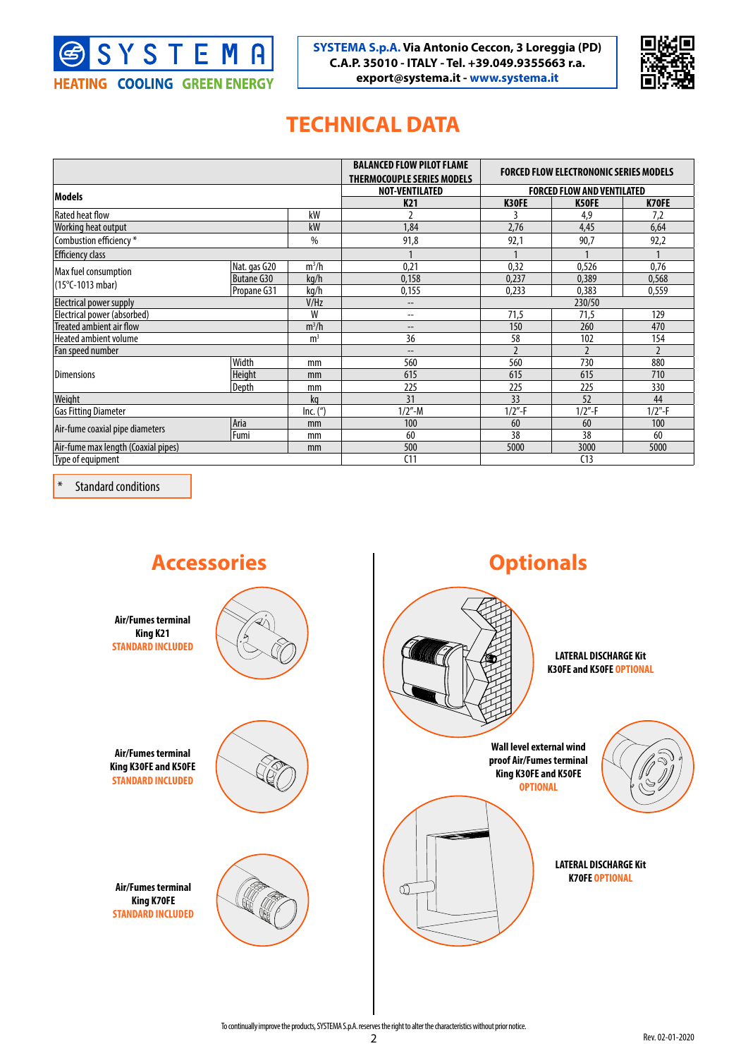SYSTEMA

HEATING COOLING GREEN ENERGY

**SYSTEMA S.p.A.** Via Antonio Ceccon, 3 Loreggia (PD)
C.A.P. 35010 - ITALY - Tel. +39.049.9355663 r.a.
export@systema.it - www.systema.it

# TECHNICAL DATA

| Models | | | BALANCED FLOW PILOT FLAME THERMOCOUPLE SERIES MODELS | FORCED FLOW ELECTRONONIC SERIES MODELS | | |
|---|---|---|---|---|---|---|
| | | | NOT-VENTILATED | FORCED FLOW AND VENTILATED | | |
| | | | K21 | K30FE | K50FE | K70FE |
| Rated heat flow | | kW | 2 | 3 | 4,9 | 7,2 |
| Working heat output | | kW | 1,84 | 2,76 | 4,45 | 6,64 |
| Combustion efficiency * | | % | 91,8 | 92,1 | 90,7 | 92,2 |
| Efficiency class | | | 1 | 1 | 1 | 1 |
| Max fuel consumption (15°C-1013 mbar) | Nat. gas G20 | $m^3/h$ | 0,21 | 0,32 | 0,526 | 0,76 |
| | Butane G30 | kg/h | 0,158 | 0,237 | 0,389 | 0,568 |
| | Propane G31 | kg/h | 0,155 | 0,233 | 0,383 | 0,559 |
| Electrical power supply | | V/Hz | -- | 230/50 | | |
| Electrical power (absorbed) | | W | -- | 71,5 | 71,5 | 129 |
| Treated ambient air flow | | $m^3/h$ | -- | 150 | 260 | 470 |
| Heated ambient volume | | $m^3$ | 36 | 58 | 102 | 154 |
| Fan speed number | | | -- | 2 | 2 | 2 |
| Dimensions | Width | mm | 560 | 560 | 730 | 880 |
| | Height | mm | 615 | 615 | 615 | 710 |
| | Depth | mm | 225 | 225 | 225 | 330 |
| Weight | | kg | 31 | 33 | 52 | 44 |
| Gas Fitting Diameter | | Inc. (") | 1/2"-M | 1/2"-F | 1/2"-F | 1/2"-F |
| Air-fume coaxial pipe diameters | Aria | mm | 100 | 60 | 60 | 100 |
| | Fumi | mm | 60 | 38 | 38 | 60 |
| Air-fume max length (Coaxial pipes) | | mm | 500 | 5000 | 3000 | 5000 |
| Type of equipment | | | C11 | C13 | | |

\* Standard conditions

## Accessories

**Air/Fumes terminal King K21**
STANDARD INCLUDED

**Air/Fumes terminal King K30FE and K50FE**
STANDARD INCLUDED

**Air/Fumes terminal King K70FE**
STANDARD INCLUDED

## Optionals

**LATERAL DISCHARGE Kit K30FE and K50FE** OPTIONAL

**Wall level external wind proof Air/Fumes terminal King K30FE and K50FE**
OPTIONAL

**LATERAL DISCHARGE Kit K70FE** OPTIONAL

To continually improve the products, SYSTEMA S.p.A. reserves the right to alter the characteristics without prior notice.

Rev. 02-01-2020